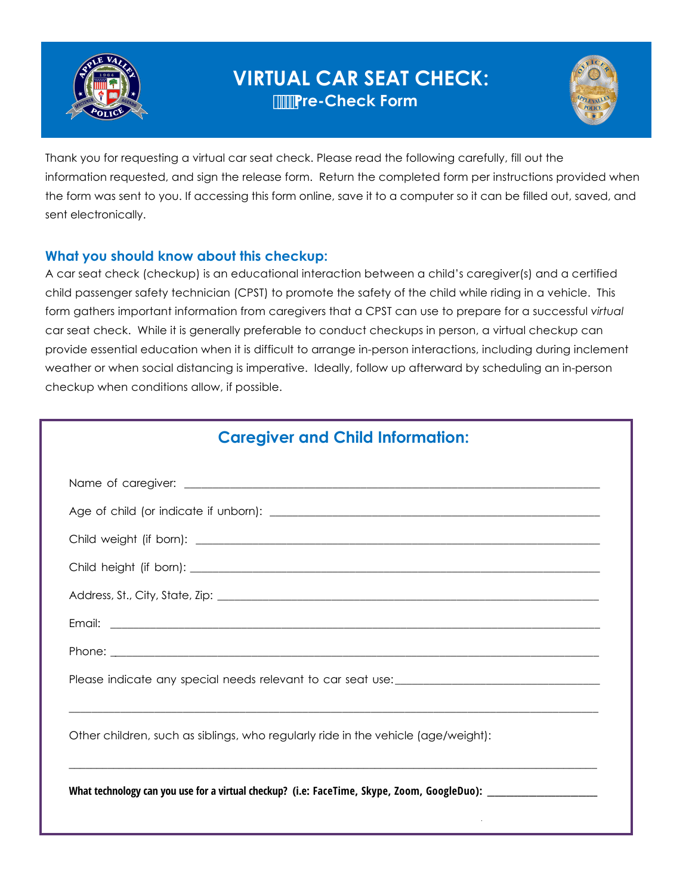# VIRTUAL CAR SEAT CHECK:

## Pre-Check Form

Thank you for requesting a virtual car seat check. Please read the following carefully, fill out the information requested, and sign the release form. Return the completed form per instructions provided when the form was sent to you. If accessing this form online, save it to a computer so it can be filled out, saved, and sent electronically.

### What you should know about this checkup:

A car seat check (checkup) is an educational interaction between a child's caregiver(s) and a certified child passenger safety technician (CPST) to promote the safety of the child while riding in a vehicle. This form gathers important information from caregivers that a CPST can use to prepare for a successful *virtual* car seat check. While it is generally preferable to conduct checkups in person, a virtual checkup can provide essential education when it is difficult to arrange in-person interactions, including during inclement weather or when social distancing is imperative. Ideally, follow up afterward by scheduling an in-person checkup when conditions allow, if possible.

## Caregiver and Child Information:

Name of caregiver: ______________________________________________

Age of child (or indicate if unborn): ______________________________________________

Child weight (if born): ______________________________________________

Child height (if born): ______________________________________________

Address, St., City, State, Zip: ______________________________________________

Email: ______________________________________________

Phone: ______________________________________________

Please indicate any special needs relevant to car seat use: ______________________________________________

______________________________________________

Other children, such as siblings, who regularly ride in the vehicle (age/weight):

______________________________________________

**What technology can you use for a virtual checkup? (i.e: FaceTime, Skype, Zoom, GoogleDuo):** ______________________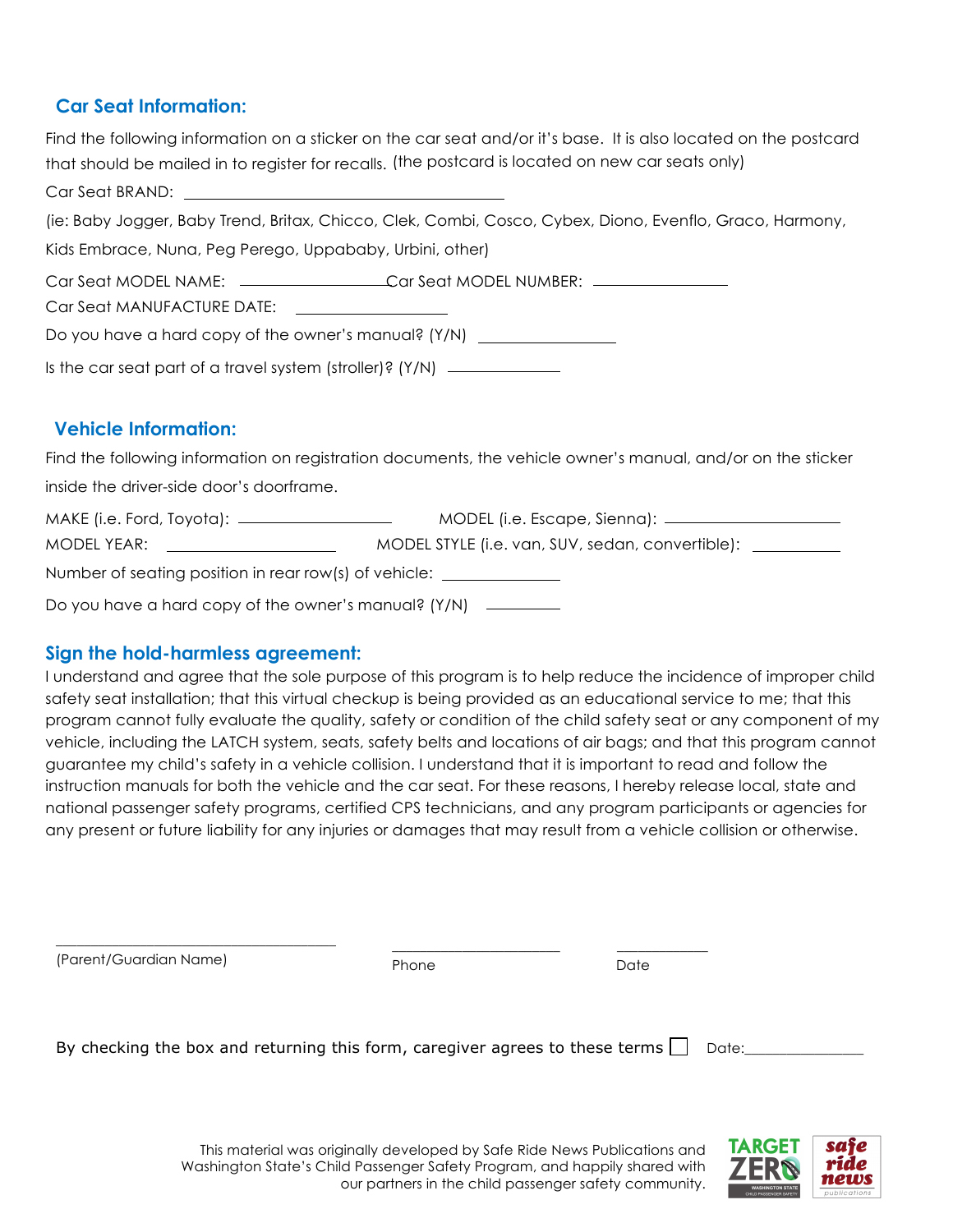## Car Seat Information:

Find the following information on a sticker on the car seat and/or it's base. It is also located on the postcard that should be mailed in to register for recalls. (the postcard is located on new car seats only)

Car Seat BRAND: ______________________________

(ie: Baby Jogger, Baby Trend, Britax, Chicco, Clek, Combi, Cosco, Cybex, Diono, Evenflo, Graco, Harmony, Kids Embrace, Nuna, Peg Perego, Uppababy, Urbini, other)

Car Seat MODEL NAME: ______________ Car Seat MODEL NUMBER: ______________

Car Seat MANUFACTURE DATE: ______________

Do you have a hard copy of the owner's manual? (Y/N) ______________

Is the car seat part of a travel system (stroller)? (Y/N) ___________

## Vehicle Information:

Find the following information on registration documents, the vehicle owner's manual, and/or on the sticker inside the driver-side door's doorframe.

MAKE (i.e. Ford, Toyota): ______________ MODEL (i.e. Escape, Sienna): ______________

MODEL YEAR: ______________ MODEL STYLE (i.e. van, SUV, sedan, convertible): __________

Number of seating position in rear row(s) of vehicle: ___________

Do you have a hard copy of the owner's manual? (Y/N) ________

## Sign the hold-harmless agreement:

I understand and agree that the sole purpose of this program is to help reduce the incidence of improper child safety seat installation; that this virtual checkup is being provided as an educational service to me; that this program cannot fully evaluate the quality, safety or condition of the child safety seat or any component of my vehicle, including the LATCH system, seats, safety belts and locations of air bags; and that this program cannot guarantee my child's safety in a vehicle collision. I understand that it is important to read and follow the instruction manuals for both the vehicle and the car seat. For these reasons, I hereby release local, state and national passenger safety programs, certified CPS technicians, and any program participants or agencies for any present or future liability for any injuries or damages that may result from a vehicle collision or otherwise.

______________________________ ______________________ ____________

(Parent/Guardian Name) Phone Date

By checking the box and returning this form, caregiver agrees to these terms ☐ Date:______________

This material was originally developed by Safe Ride News Publications and Washington State's Child Passenger Safety Program, and happily shared with our partners in the child passenger safety community.